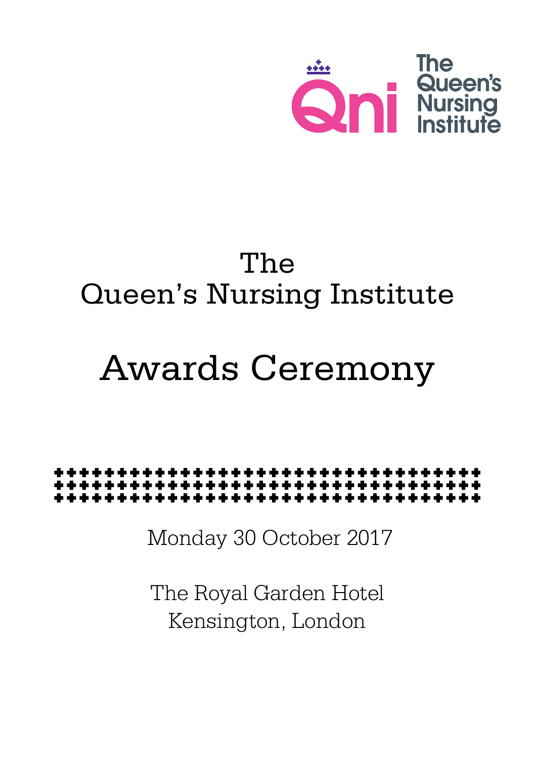The Queen's Nursing Institute

# The Queen's Nursing Institute

# Awards Ceremony

Monday 30 October 2017

The Royal Garden Hotel
Kensington, London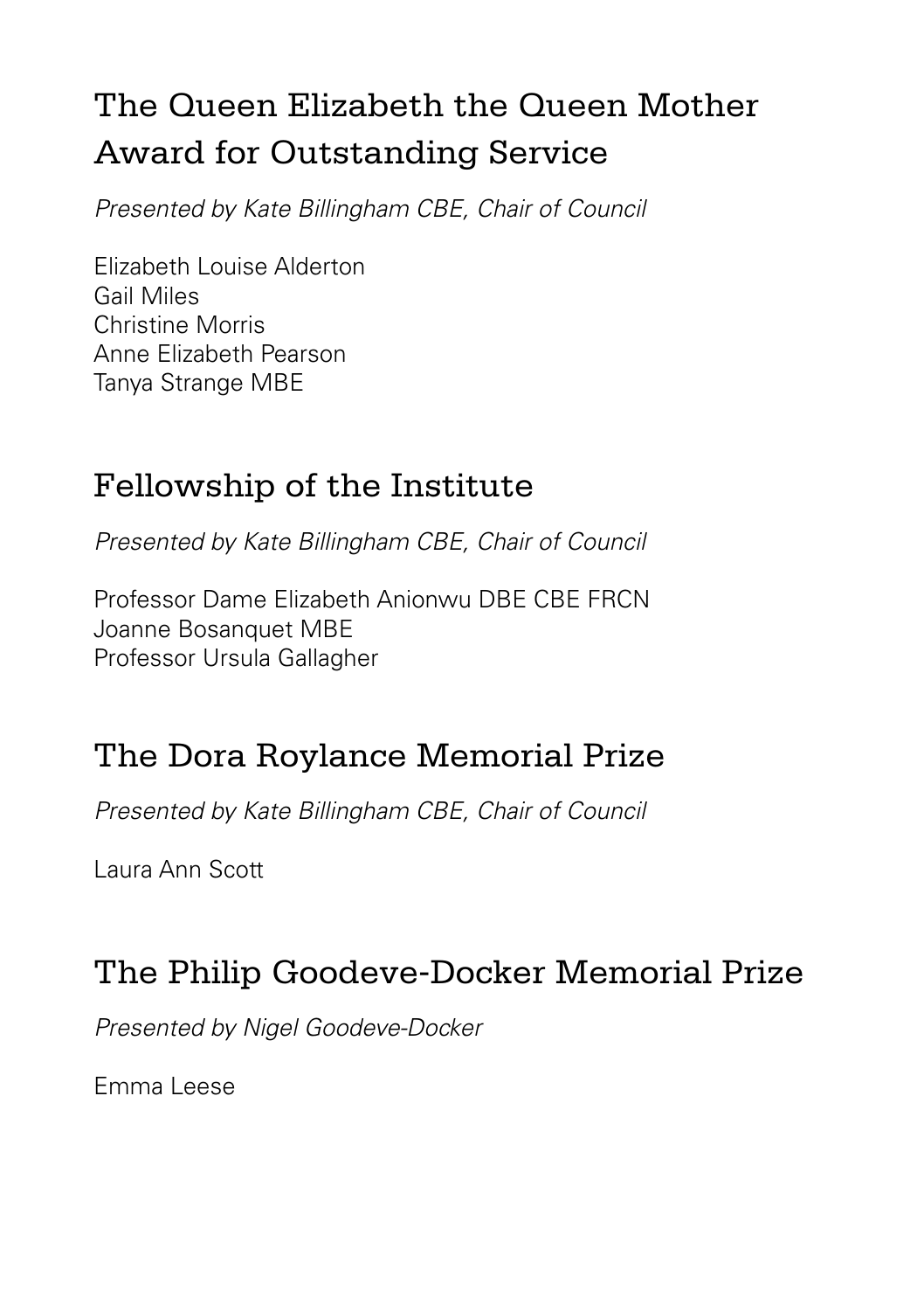## The Queen Elizabeth the Queen Mother Award for Outstanding Service

*Presented by Kate Billingham CBE, Chair of Council*

Elizabeth Louise Alderton
Gail Miles
Christine Morris
Anne Elizabeth Pearson
Tanya Strange MBE

## Fellowship of the Institute

*Presented by Kate Billingham CBE, Chair of Council*

Professor Dame Elizabeth Anionwu DBE CBE FRCN
Joanne Bosanquet MBE
Professor Ursula Gallagher

## The Dora Roylance Memorial Prize

*Presented by Kate Billingham CBE, Chair of Council*

Laura Ann Scott

## The Philip Goodeve-Docker Memorial Prize

*Presented by Nigel Goodeve-Docker*

Emma Leese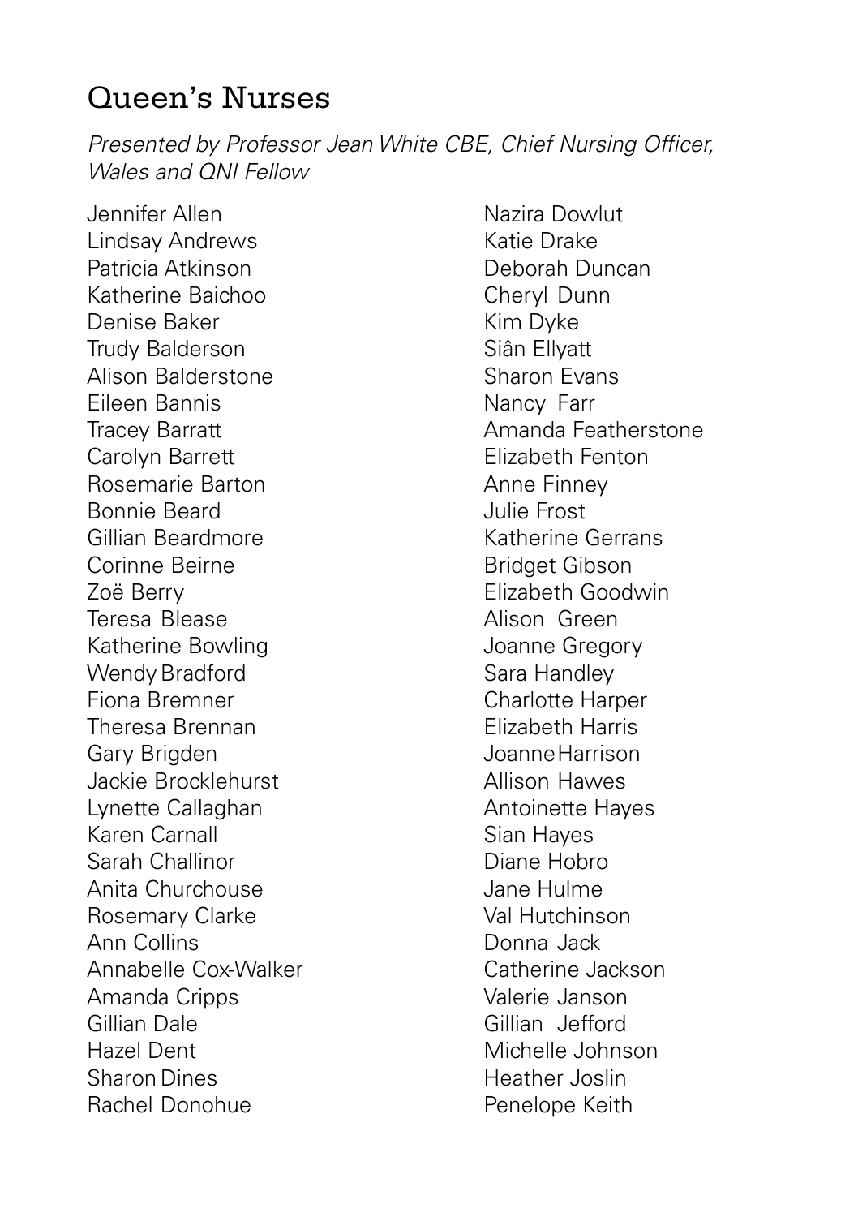## Queen's Nurses

*Presented by Professor Jean White CBE, Chief Nursing Officer, Wales and QNI Fellow*

Jennifer Allen
Lindsay Andrews
Patricia Atkinson
Katherine Baichoo
Denise Baker
Trudy Balderson
Alison Balderstone
Eileen Bannis
Tracey Barratt
Carolyn Barrett
Rosemarie Barton
Bonnie Beard
Gillian Beardmore
Corinne Beirne
Zoë Berry
Teresa Blease
Katherine Bowling
Wendy Bradford
Fiona Bremner
Theresa Brennan
Gary Brigden
Jackie Brocklehurst
Lynette Callaghan
Karen Carnall
Sarah Challinor
Anita Churchouse
Rosemary Clarke
Ann Collins
Annabelle Cox-Walker
Amanda Cripps
Gillian Dale
Hazel Dent
Sharon Dines
Rachel Donohue
Nazira Dowlut
Katie Drake
Deborah Duncan
Cheryl Dunn
Kim Dyke
Siân Ellyatt
Sharon Evans
Nancy Farr
Amanda Featherstone
Elizabeth Fenton
Anne Finney
Julie Frost
Katherine Gerrans
Bridget Gibson
Elizabeth Goodwin
Alison Green
Joanne Gregory
Sara Handley
Charlotte Harper
Elizabeth Harris
Joanne Harrison
Allison Hawes
Antoinette Hayes
Sian Hayes
Diane Hobro
Jane Hulme
Val Hutchinson
Donna Jack
Catherine Jackson
Valerie Janson
Gillian Jefford
Michelle Johnson
Heather Joslin
Penelope Keith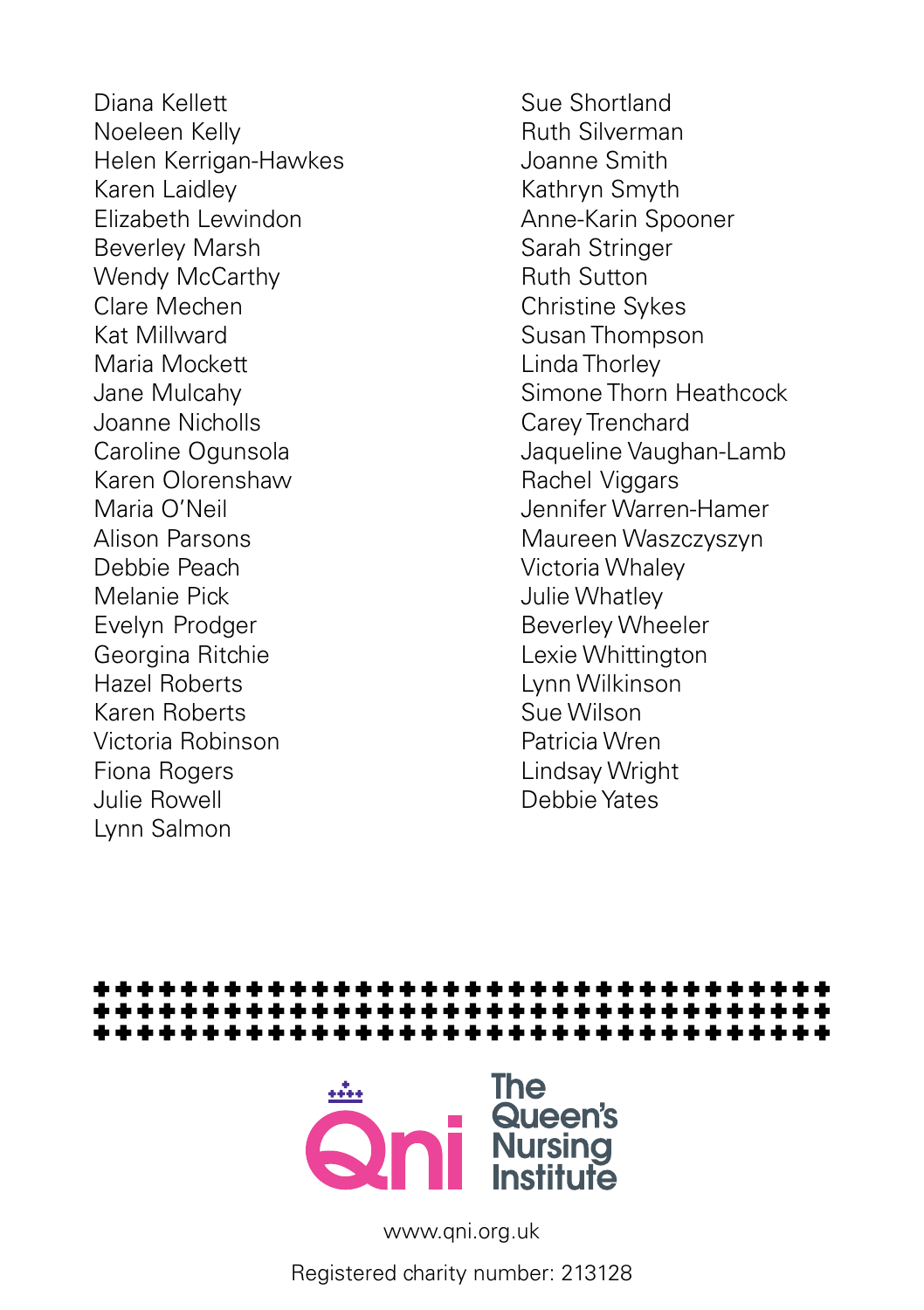Diana Kellett
Noeleen Kelly
Helen Kerrigan-Hawkes
Karen Laidley
Elizabeth Lewindon
Beverley Marsh
Wendy McCarthy
Clare Mechen
Kat Millward
Maria Mockett
Jane Mulcahy
Joanne Nicholls
Caroline Ogunsola
Karen Olorenshaw
Maria O'Neil
Alison Parsons
Debbie Peach
Melanie Pick
Evelyn Prodger
Georgina Ritchie
Hazel Roberts
Karen Roberts
Victoria Robinson
Fiona Rogers
Julie Rowell
Lynn Salmon
Sue Shortland
Ruth Silverman
Joanne Smith
Kathryn Smyth
Anne-Karin Spooner
Sarah Stringer
Ruth Sutton
Christine Sykes
Susan Thompson
Linda Thorley
Simone Thorn Heathcock
Carey Trenchard
Jaqueline Vaughan-Lamb
Rachel Viggars
Jennifer Warren-Hamer
Maureen Waszczyszyn
Victoria Whaley
Julie Whatley
Beverley Wheeler
Lexie Whittington
Lynn Wilkinson
Sue Wilson
Patricia Wren
Lindsay Wright
Debbie Yates

QNI The Queen's Nursing Institute

www.qni.org.uk

Registered charity number: 213128